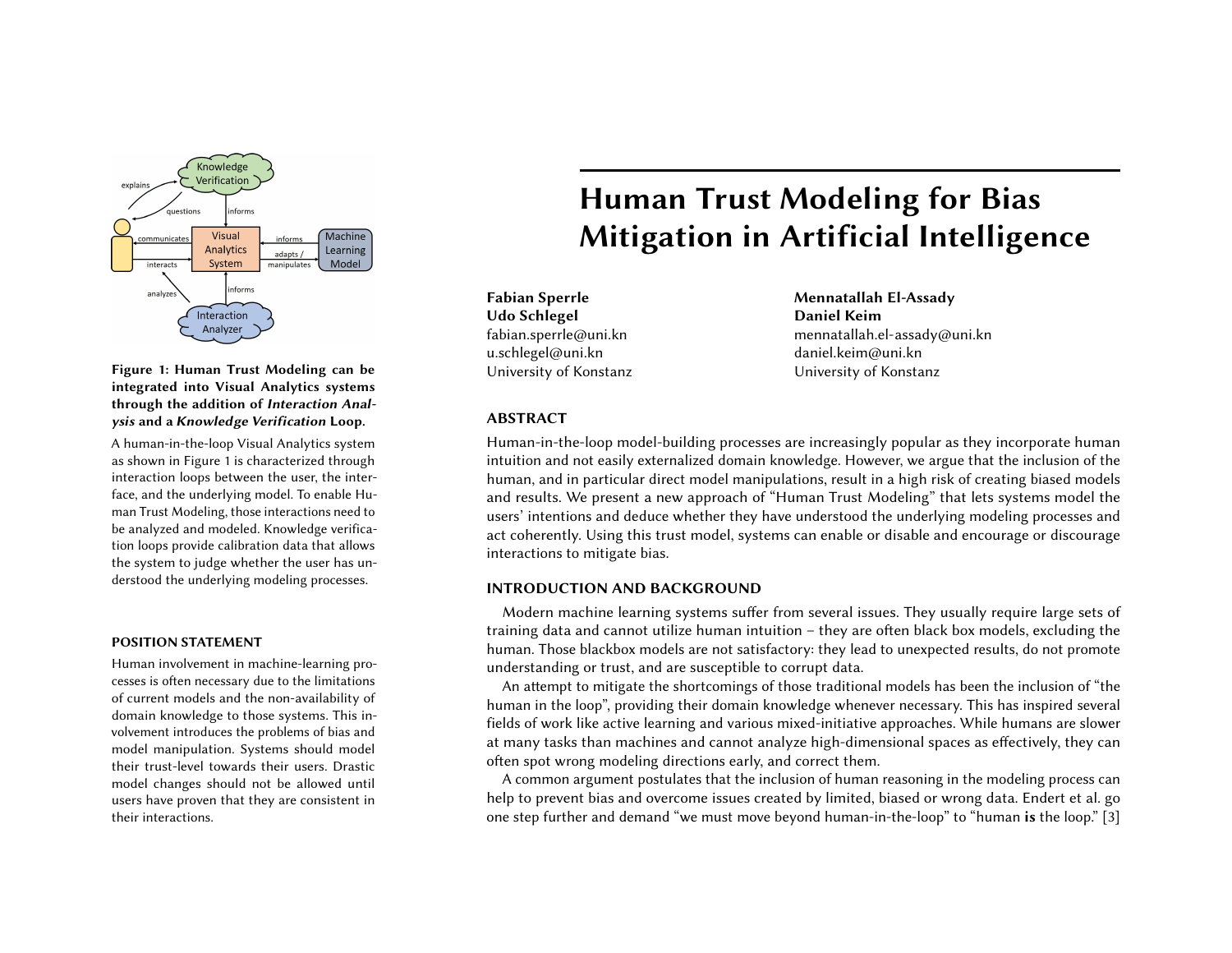# Human Trust Modeling for Bias Mitigation in Artificial Intelligence

**Fabian Sperrle**
**Udo Schlegel**
fabian.sperrle@uni.kn
u.schlegel@uni.kn
University of Konstanz

**Mennatallah El-Assady**
**Daniel Keim**
mennatallah.el-assady@uni.kn
daniel.keim@uni.kn
University of Konstanz

**Figure 1: Human Trust Modeling can be integrated into Visual Analytics systems through the addition of *Interaction Analysis* and a *Knowledge Verification* Loop.**

A human-in-the-loop Visual Analytics system as shown in Figure 1 is characterized through interaction loops between the user, the interface, and the underlying model. To enable Human Trust Modeling, those interactions need to be analyzed and modeled. Knowledge verification loops provide calibration data that allows the system to judge whether the user has understood the underlying modeling processes.

## ABSTRACT

Human-in-the-loop model-building processes are increasingly popular as they incorporate human intuition and not easily externalized domain knowledge. However, we argue that the inclusion of the human, and in particular direct model manipulations, result in a high risk of creating biased models and results. We present a new approach of "Human Trust Modeling" that lets systems model the users' intentions and deduce whether they have understood the underlying modeling processes and act coherently. Using this trust model, systems can enable or disable and encourage or discourage interactions to mitigate bias.

## POSITION STATEMENT

Human involvement in machine-learning processes is often necessary due to the limitations of current models and the non-availability of domain knowledge to those systems. This involvement introduces the problems of bias and model manipulation. Systems should model their trust-level towards their users. Drastic model changes should not be allowed until users have proven that they are consistent in their interactions.

## INTRODUCTION AND BACKGROUND

Modern machine learning systems suffer from several issues. They usually require large sets of training data and cannot utilize human intuition – they are often black box models, excluding the human. Those blackbox models are not satisfactory: they lead to unexpected results, do not promote understanding or trust, and are susceptible to corrupt data.

An attempt to mitigate the shortcomings of those traditional models has been the inclusion of "the human in the loop", providing their domain knowledge whenever necessary. This has inspired several fields of work like active learning and various mixed-initiative approaches. While humans are slower at many tasks than machines and cannot analyze high-dimensional spaces as effectively, they can often spot wrong modeling directions early, and correct them.

A common argument postulates that the inclusion of human reasoning in the modeling process can help to prevent bias and overcome issues created by limited, biased or wrong data. Endert et al. go one step further and demand "we must move beyond human-in-the-loop" to "human **is** the loop." [3]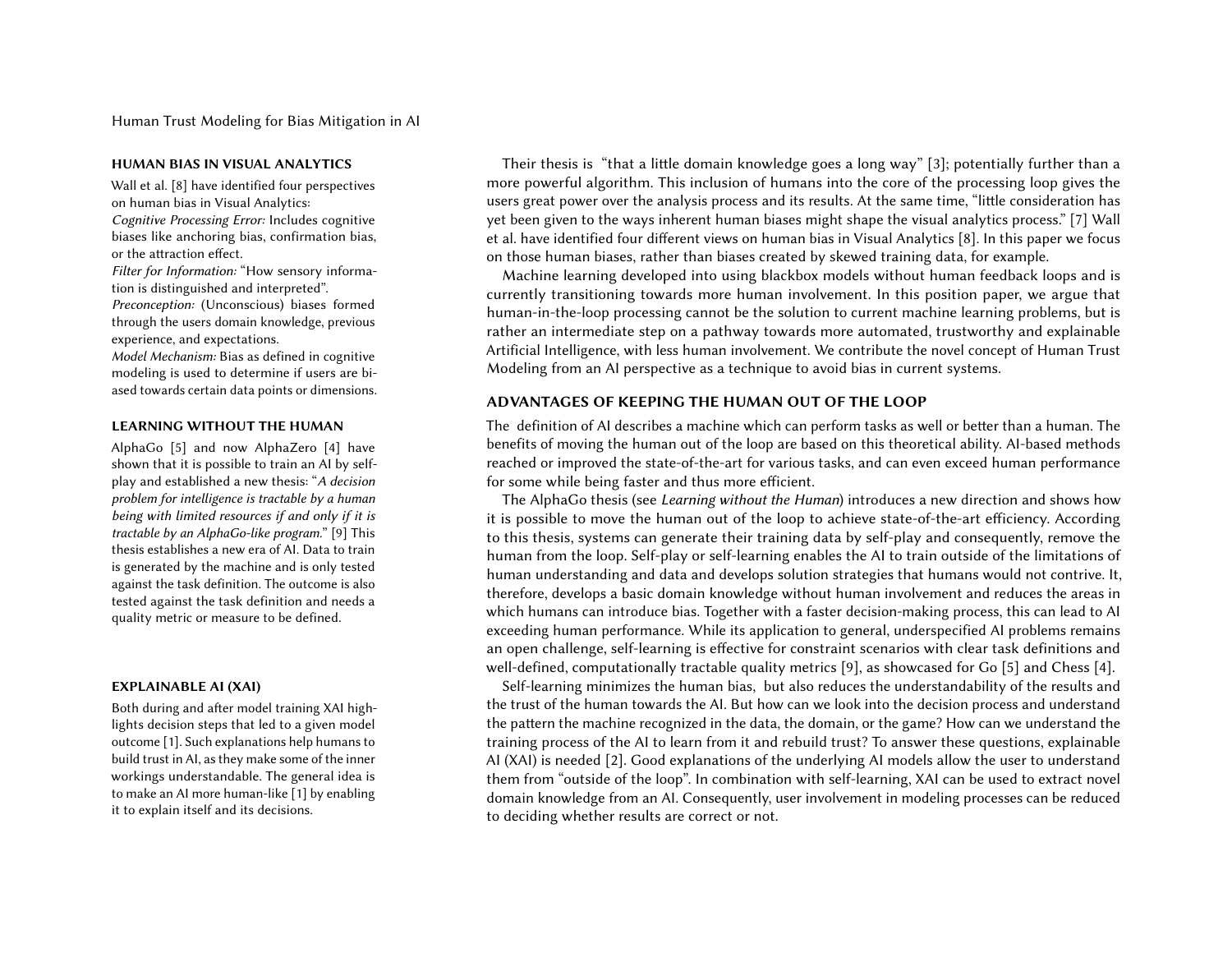Their thesis is "that a little domain knowledge goes a long way" [3]; potentially further than a more powerful algorithm. This inclusion of humans into the core of the processing loop gives the users great power over the analysis process and its results. At the same time, "little consideration has yet been given to the ways inherent human biases might shape the visual analytics process." [7] Wall et al. have identified four different views on human bias in Visual Analytics [8]. In this paper we focus on those human biases, rather than biases created by skewed training data, for example.

Machine learning developed into using blackbox models without human feedback loops and is currently transitioning towards more human involvement. In this position paper, we argue that human-in-the-loop processing cannot be the solution to current machine learning problems, but is rather an intermediate step on a pathway towards more automated, trustworthy and explainable Artificial Intelligence, with less human involvement. We contribute the novel concept of Human Trust Modeling from an AI perspective as a technique to avoid bias in current systems.

### HUMAN BIAS IN VISUAL ANALYTICS

Wall et al. [8] have identified four perspectives on human bias in Visual Analytics:

*Cognitive Processing Error:* Includes cognitive biases like anchoring bias, confirmation bias, or the attraction effect.

*Filter for Information:* "How sensory information is distinguished and interpreted".

*Preconception:* (Unconscious) biases formed through the users domain knowledge, previous experience, and expectations.

*Model Mechanism:* Bias as defined in cognitive modeling is used to determine if users are biased towards certain data points or dimensions.

## ADVANTAGES OF KEEPING THE HUMAN OUT OF THE LOOP

The definition of AI describes a machine which can perform tasks as well or better than a human. The benefits of moving the human out of the loop are based on this theoretical ability. AI-based methods reached or improved the state-of-the-art for various tasks, and can even exceed human performance for some while being faster and thus more efficient.

The AlphaGo thesis (see *Learning without the Human*) introduces a new direction and shows how it is possible to move the human out of the loop to achieve state-of-the-art efficiency. According to this thesis, systems can generate their training data by self-play and consequently, remove the human from the loop. Self-play or self-learning enables the AI to train outside of the limitations of human understanding and data and develops solution strategies that humans would not contrive. It, therefore, develops a basic domain knowledge without human involvement and reduces the areas in which humans can introduce bias. Together with a faster decision-making process, this can lead to AI exceeding human performance. While its application to general, underspecified AI problems remains an open challenge, self-learning is effective for constraint scenarios with clear task definitions and well-defined, computationally tractable quality metrics [9], as showcased for Go [5] and Chess [4].

### LEARNING WITHOUT THE HUMAN

AlphaGo [5] and now AlphaZero [4] have shown that it is possible to train an AI by self-play and established a new thesis: "*A decision problem for intelligence is tractable by a human being with limited resources if and only if it is tractable by an AlphaGo-like program.*" [9] This thesis establishes a new era of AI. Data to train is generated by the machine and is only tested against the task definition. The outcome is also tested against the task definition and needs a quality metric or measure to be defined.

Self-learning minimizes the human bias, but also reduces the understandability of the results and the trust of the human towards the AI. But how can we look into the decision process and understand the pattern the machine recognized in the data, the domain, or the game? How can we understand the training process of the AI to learn from it and rebuild trust? To answer these questions, explainable AI (XAI) is needed [2]. Good explanations of the underlying AI models allow the user to understand them from "outside of the loop". In combination with self-learning, XAI can be used to extract novel domain knowledge from an AI. Consequently, user involvement in modeling processes can be reduced to deciding whether results are correct or not.

### EXPLAINABLE AI (XAI)

Both during and after model training XAI highlights decision steps that led to a given model outcome [1]. Such explanations help humans to build trust in AI, as they make some of the inner workings understandable. The general idea is to make an AI more human-like [1] by enabling it to explain itself and its decisions.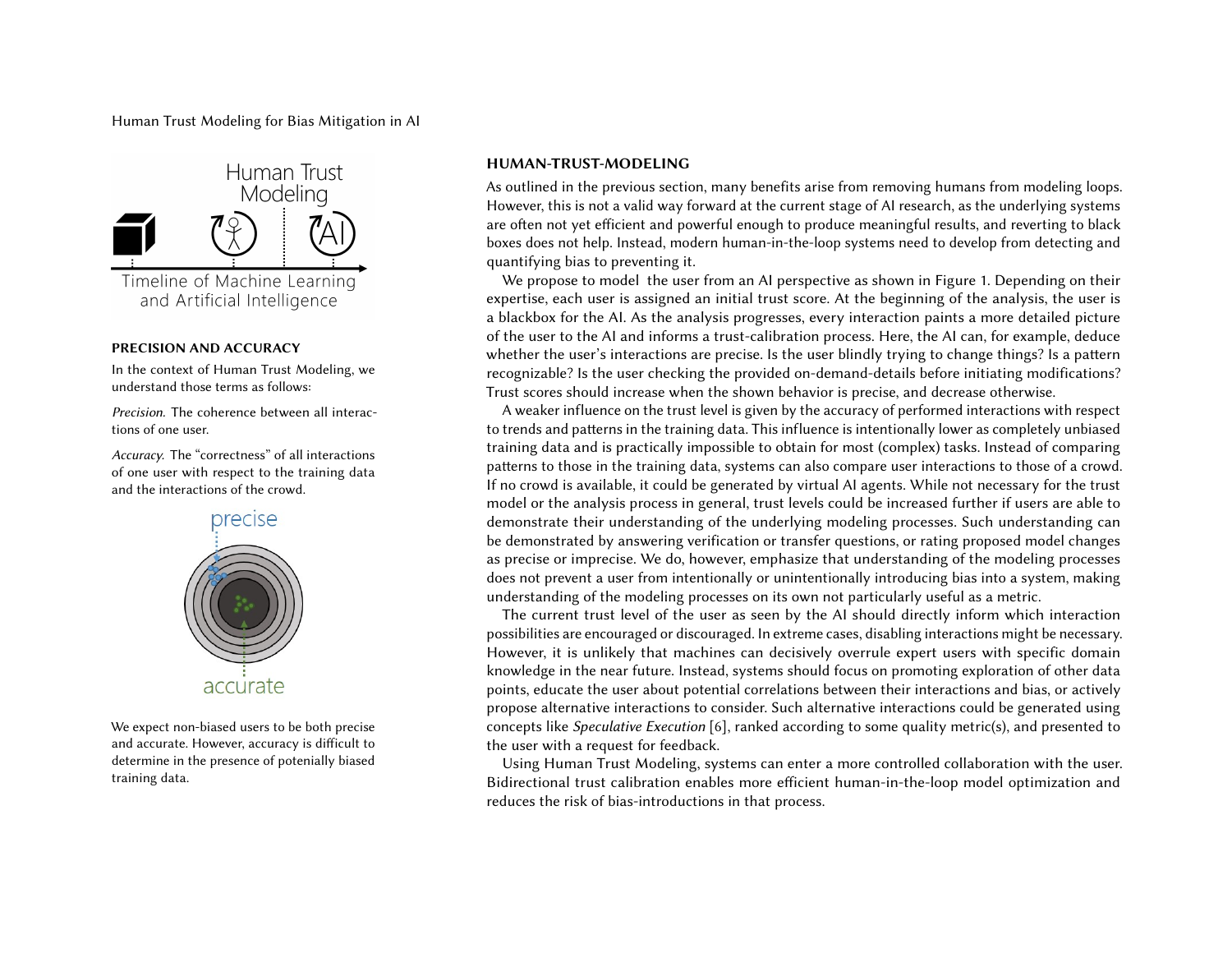## PRECISION AND ACCURACY

In the context of Human Trust Modeling, we understand those terms as follows:

*Precision.* The coherence between all interactions of one user.

*Accuracy.* The "correctness" of all interactions of one user with respect to the training data and the interactions of the crowd.

We expect non-biased users to be both precise and accurate. However, accuracy is difficult to determine in the presence of potenially biased training data.

## HUMAN-TRUST-MODELING

As outlined in the previous section, many benefits arise from removing humans from modeling loops. However, this is not a valid way forward at the current stage of AI research, as the underlying systems are often not yet efficient and powerful enough to produce meaningful results, and reverting to black boxes does not help. Instead, modern human-in-the-loop systems need to develop from detecting and quantifying bias to preventing it.

We propose to model the user from an AI perspective as shown in Figure 1. Depending on their expertise, each user is assigned an initial trust score. At the beginning of the analysis, the user is a blackbox for the AI. As the analysis progresses, every interaction paints a more detailed picture of the user to the AI and informs a trust-calibration process. Here, the AI can, for example, deduce whether the user's interactions are precise. Is the user blindly trying to change things? Is a pattern recognizable? Is the user checking the provided on-demand-details before initiating modifications? Trust scores should increase when the shown behavior is precise, and decrease otherwise.

A weaker influence on the trust level is given by the accuracy of performed interactions with respect to trends and patterns in the training data. This influence is intentionally lower as completely unbiased training data and is practically impossible to obtain for most (complex) tasks. Instead of comparing patterns to those in the training data, systems can also compare user interactions to those of a crowd. If no crowd is available, it could be generated by virtual AI agents. While not necessary for the trust model or the analysis process in general, trust levels could be increased further if users are able to demonstrate their understanding of the underlying modeling processes. Such understanding can be demonstrated by answering verification or transfer questions, or rating proposed model changes as precise or imprecise. We do, however, emphasize that understanding of the modeling processes does not prevent a user from intentionally or unintentionally introducing bias into a system, making understanding of the modeling processes on its own not particularly useful as a metric.

The current trust level of the user as seen by the AI should directly inform which interaction possibilities are encouraged or discouraged. In extreme cases, disabling interactions might be necessary. However, it is unlikely that machines can decisively overrule expert users with specific domain knowledge in the near future. Instead, systems should focus on promoting exploration of other data points, educate the user about potential correlations between their interactions and bias, or actively propose alternative interactions to consider. Such alternative interactions could be generated using concepts like *Speculative Execution* [6], ranked according to some quality metric(s), and presented to the user with a request for feedback.

Using Human Trust Modeling, systems can enter a more controlled collaboration with the user. Bidirectional trust calibration enables more efficient human-in-the-loop model optimization and reduces the risk of bias-introductions in that process.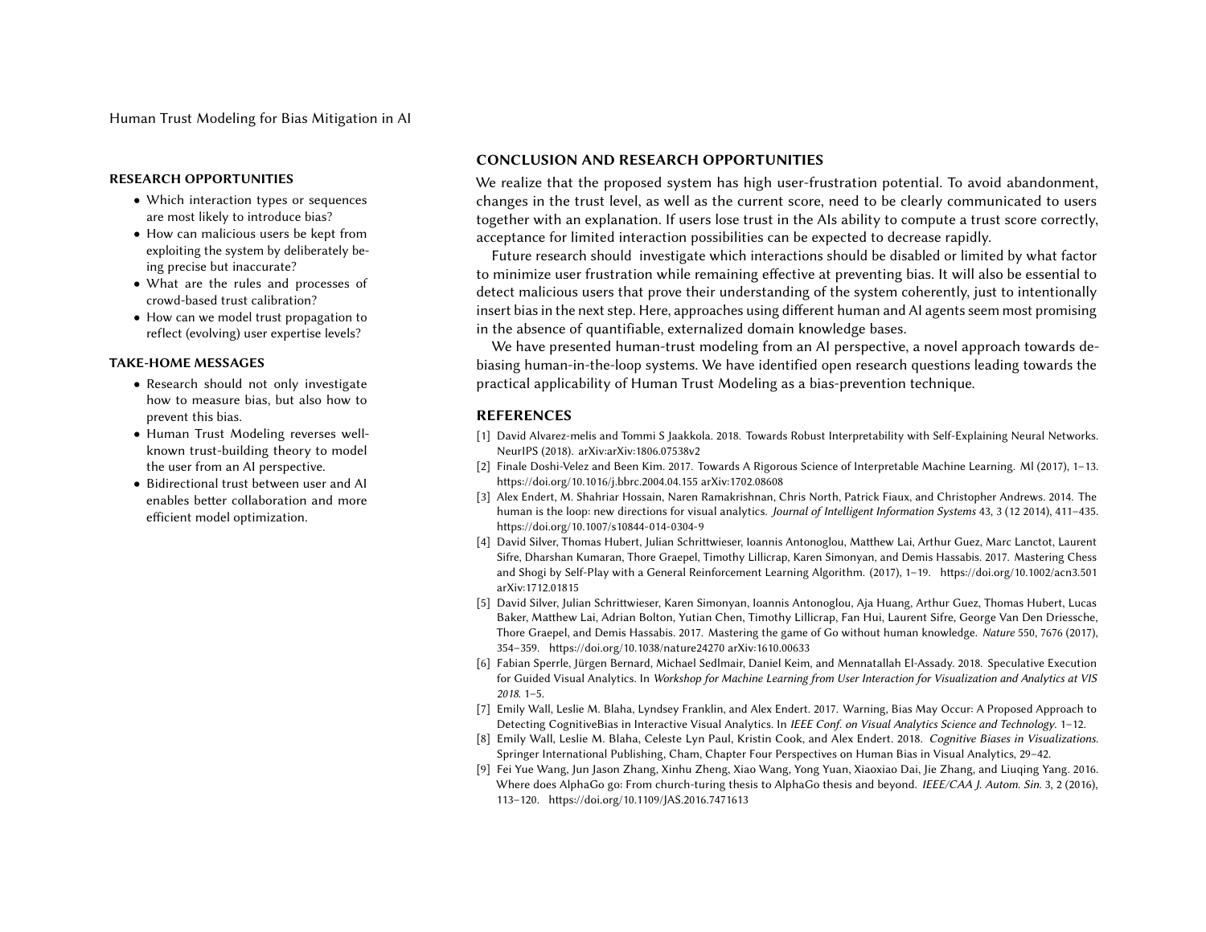## RESEARCH OPPORTUNITIES

- Which interaction types or sequences are most likely to introduce bias?
- How can malicious users be kept from exploiting the system by deliberately being precise but inaccurate?
- What are the rules and processes of crowd-based trust calibration?
- How can we model trust propagation to reflect (evolving) user expertise levels?

## TAKE-HOME MESSAGES

- Research should not only investigate how to measure bias, but also how to prevent this bias.
- Human Trust Modeling reverses well-known trust-building theory to model the user from an AI perspective.
- Bidirectional trust between user and AI enables better collaboration and more efficient model optimization.

## CONCLUSION AND RESEARCH OPPORTUNITIES

We realize that the proposed system has high user-frustration potential. To avoid abandonment, changes in the trust level, as well as the current score, need to be clearly communicated to users together with an explanation. If users lose trust in the AIs ability to compute a trust score correctly, acceptance for limited interaction possibilities can be expected to decrease rapidly.

Future research should investigate which interactions should be disabled or limited by what factor to minimize user frustration while remaining effective at preventing bias. It will also be essential to detect malicious users that prove their understanding of the system coherently, just to intentionally insert bias in the next step. Here, approaches using different human and AI agents seem most promising in the absence of quantifiable, externalized domain knowledge bases.

We have presented human-trust modeling from an AI perspective, a novel approach towards de-biasing human-in-the-loop systems. We have identified open research questions leading towards the practical applicability of Human Trust Modeling as a bias-prevention technique.

## REFERENCES

[1] David Alvarez-melis and Tommi S Jaakkola. 2018. Towards Robust Interpretability with Self-Explaining Neural Networks. NeurIPS (2018). arXiv:arXiv:1806.07538v2

[2] Finale Doshi-Velez and Been Kim. 2017. Towards A Rigorous Science of Interpretable Machine Learning. Ml (2017), 1–13. https://doi.org/10.1016/j.bbrc.2004.04.155 arXiv:1702.08608

[3] Alex Endert, M. Shahriar Hossain, Naren Ramakrishnan, Chris North, Patrick Fiaux, and Christopher Andrews. 2014. The human is the loop: new directions for visual analytics. *Journal of Intelligent Information Systems* 43, 3 (12 2014), 411–435. https://doi.org/10.1007/s10844-014-0304-9

[4] David Silver, Thomas Hubert, Julian Schrittwieser, Ioannis Antonoglou, Matthew Lai, Arthur Guez, Marc Lanctot, Laurent Sifre, Dharshan Kumaran, Thore Graepel, Timothy Lillicrap, Karen Simonyan, and Demis Hassabis. 2017. Mastering Chess and Shogi by Self-Play with a General Reinforcement Learning Algorithm. (2017), 1–19. https://doi.org/10.1002/acn3.501 arXiv:1712.01815

[5] David Silver, Julian Schrittwieser, Karen Simonyan, Ioannis Antonoglou, Aja Huang, Arthur Guez, Thomas Hubert, Lucas Baker, Matthew Lai, Adrian Bolton, Yutian Chen, Timothy Lillicrap, Fan Hui, Laurent Sifre, George Van Den Driessche, Thore Graepel, and Demis Hassabis. 2017. Mastering the game of Go without human knowledge. *Nature* 550, 7676 (2017), 354–359. https://doi.org/10.1038/nature24270 arXiv:1610.00633

[6] Fabian Sperrle, Jürgen Bernard, Michael Sedlmair, Daniel Keim, and Mennatallah El-Assady. 2018. Speculative Execution for Guided Visual Analytics. In *Workshop for Machine Learning from User Interaction for Visualization and Analytics at VIS 2018*. 1–5.

[7] Emily Wall, Leslie M. Blaha, Lyndsey Franklin, and Alex Endert. 2017. Warning, Bias May Occur: A Proposed Approach to Detecting CognitiveBias in Interactive Visual Analytics. In *IEEE Conf. on Visual Analytics Science and Technology*. 1–12.

[8] Emily Wall, Leslie M. Blaha, Celeste Lyn Paul, Kristin Cook, and Alex Endert. 2018. *Cognitive Biases in Visualizations*. Springer International Publishing, Cham, Chapter Four Perspectives on Human Bias in Visual Analytics, 29–42.

[9] Fei Yue Wang, Jun Jason Zhang, Xinhu Zheng, Xiao Wang, Yong Yuan, Xiaoxiao Dai, Jie Zhang, and Liuqing Yang. 2016. Where does AlphaGo go: From church-turing thesis to AlphaGo thesis and beyond. *IEEE/CAA J. Autom. Sin.* 3, 2 (2016), 113–120. https://doi.org/10.1109/JAS.2016.7471613